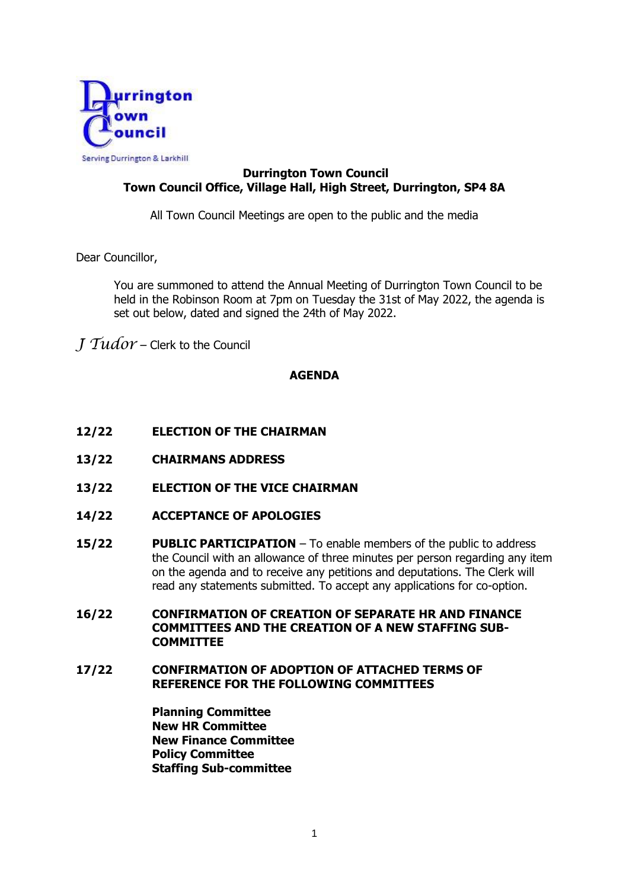Durrington Town Council

Serving Durrington & Larkhill

**Durrington Town Council**
**Town Council Office, Village Hall, High Street, Durrington, SP4 8A**

All Town Council Meetings are open to the public and the media

Dear Councillor,

You are summoned to attend the Annual Meeting of Durrington Town Council to be held in the Robinson Room at 7pm on Tuesday the 31st of May 2022, the agenda is set out below, dated and signed the 24th of May 2022.

*J Tudor* – Clerk to the Council

## AGENDA

**12/22 ELECTION OF THE CHAIRMAN**

**13/22 CHAIRMANS ADDRESS**

**13/22 ELECTION OF THE VICE CHAIRMAN**

**14/22 ACCEPTANCE OF APOLOGIES**

**15/22 PUBLIC PARTICIPATION** – To enable members of the public to address the Council with an allowance of three minutes per person regarding any item on the agenda and to receive any petitions and deputations. The Clerk will read any statements submitted. To accept any applications for co-option.

**16/22 CONFIRMATION OF CREATION OF SEPARATE HR AND FINANCE COMMITTEES AND THE CREATION OF A NEW STAFFING SUB-COMMITTEE**

**17/22 CONFIRMATION OF ADOPTION OF ATTACHED TERMS OF REFERENCE FOR THE FOLLOWING COMMITTEES**

**Planning Committee**
**New HR Committee**
**New Finance Committee**
**Policy Committee**
**Staffing Sub-committee**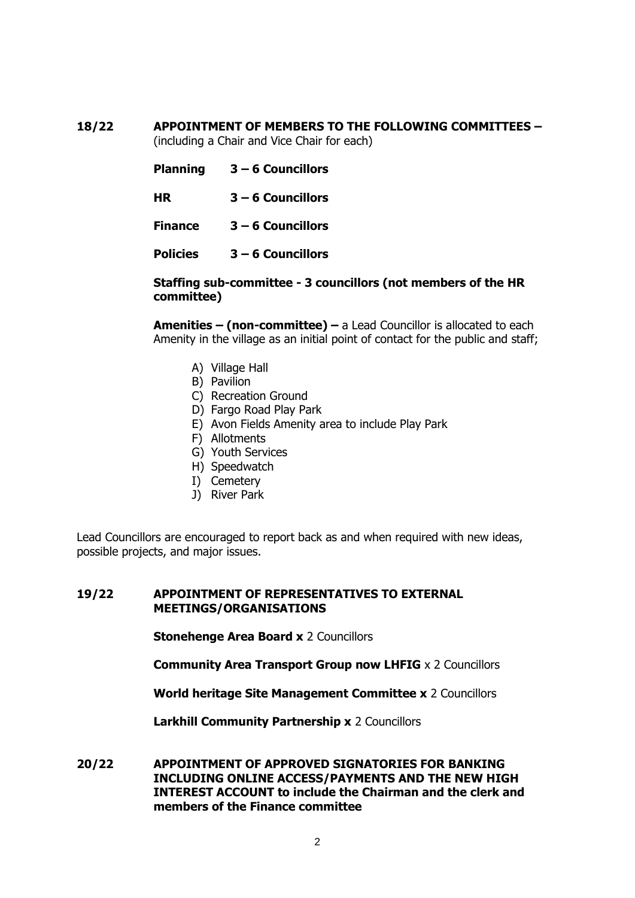**18/22 APPOINTMENT OF MEMBERS TO THE FOLLOWING COMMITTEES –**
(including a Chair and Vice Chair for each)

**Planning 3 – 6 Councillors**

**HR 3 – 6 Councillors**

**Finance 3 – 6 Councillors**

**Policies 3 – 6 Councillors**

**Staffing sub-committee - 3 councillors (not members of the HR committee)**

**Amenities – (non-committee) –** a Lead Councillor is allocated to each Amenity in the village as an initial point of contact for the public and staff;

A) Village Hall
B) Pavilion
C) Recreation Ground
D) Fargo Road Play Park
E) Avon Fields Amenity area to include Play Park
F) Allotments
G) Youth Services
H) Speedwatch
I) Cemetery
J) River Park

Lead Councillors are encouraged to report back as and when required with new ideas, possible projects, and major issues.

**19/22 APPOINTMENT OF REPRESENTATIVES TO EXTERNAL MEETINGS/ORGANISATIONS**

**Stonehenge Area Board x** 2 Councillors

**Community Area Transport Group now LHFIG** x 2 Councillors

**World heritage Site Management Committee x** 2 Councillors

**Larkhill Community Partnership x** 2 Councillors

**20/22 APPOINTMENT OF APPROVED SIGNATORIES FOR BANKING INCLUDING ONLINE ACCESS/PAYMENTS AND THE NEW HIGH INTEREST ACCOUNT to include the Chairman and the clerk and members of the Finance committee**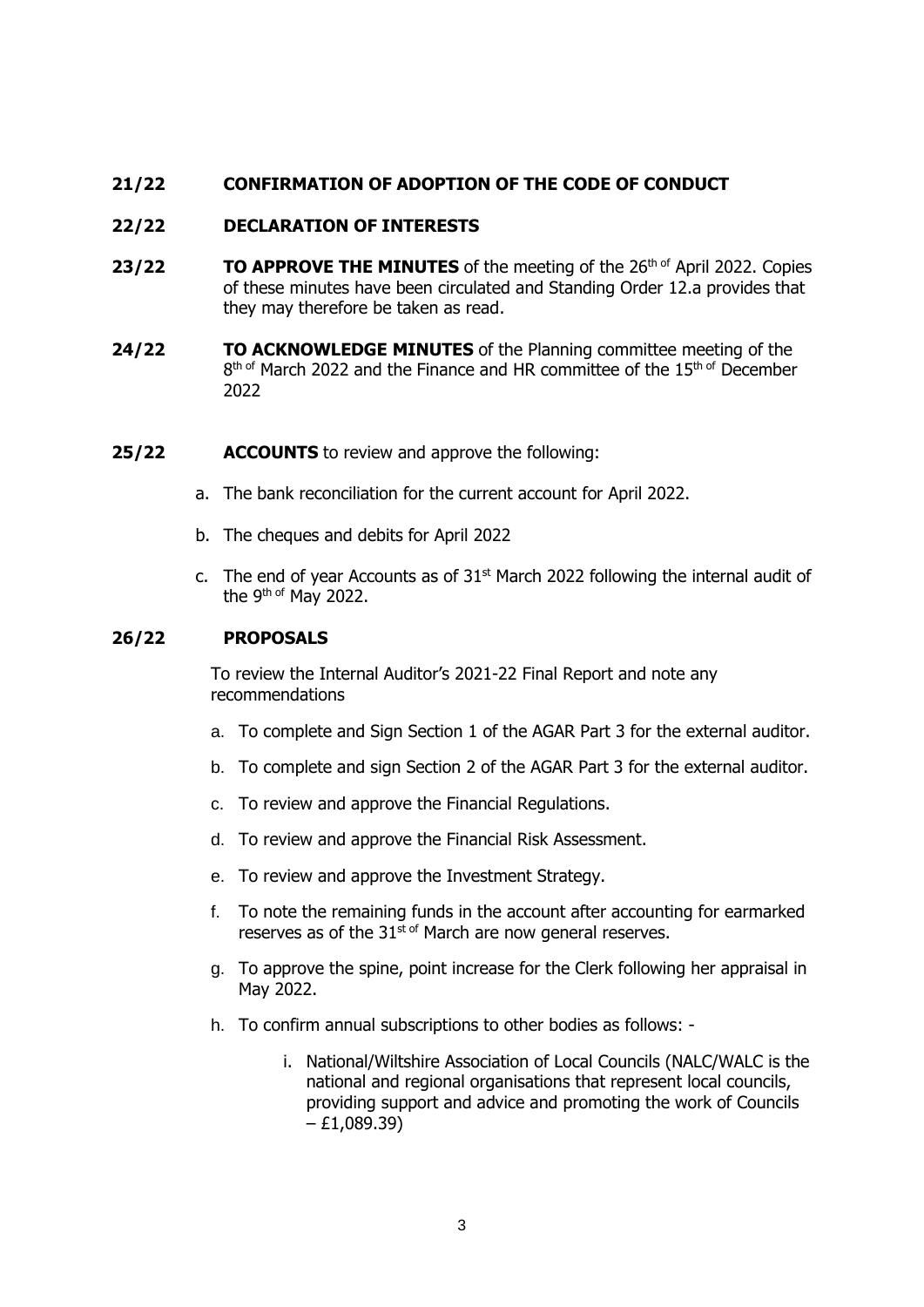**21/22 CONFIRMATION OF ADOPTION OF THE CODE OF CONDUCT**

**22/22 DECLARATION OF INTERESTS**

**23/22 TO APPROVE THE MINUTES** of the meeting of the 26th of April 2022. Copies of these minutes have been circulated and Standing Order 12.a provides that they may therefore be taken as read.

**24/22 TO ACKNOWLEDGE MINUTES** of the Planning committee meeting of the 8th of March 2022 and the Finance and HR committee of the 15th of December 2022

**25/22 ACCOUNTS** to review and approve the following:

a. The bank reconciliation for the current account for April 2022.

b. The cheques and debits for April 2022

c. The end of year Accounts as of 31st March 2022 following the internal audit of the 9th of May 2022.

**26/22 PROPOSALS**

To review the Internal Auditor's 2021-22 Final Report and note any recommendations

a. To complete and Sign Section 1 of the AGAR Part 3 for the external auditor.

b. To complete and sign Section 2 of the AGAR Part 3 for the external auditor.

c. To review and approve the Financial Regulations.

d. To review and approve the Financial Risk Assessment.

e. To review and approve the Investment Strategy.

f. To note the remaining funds in the account after accounting for earmarked reserves as of the 31st of March are now general reserves.

g. To approve the spine, point increase for the Clerk following her appraisal in May 2022.

h. To confirm annual subscriptions to other bodies as follows: -

   i. National/Wiltshire Association of Local Councils (NALC/WALC is the national and regional organisations that represent local councils, providing support and advice and promoting the work of Councils – £1,089.39)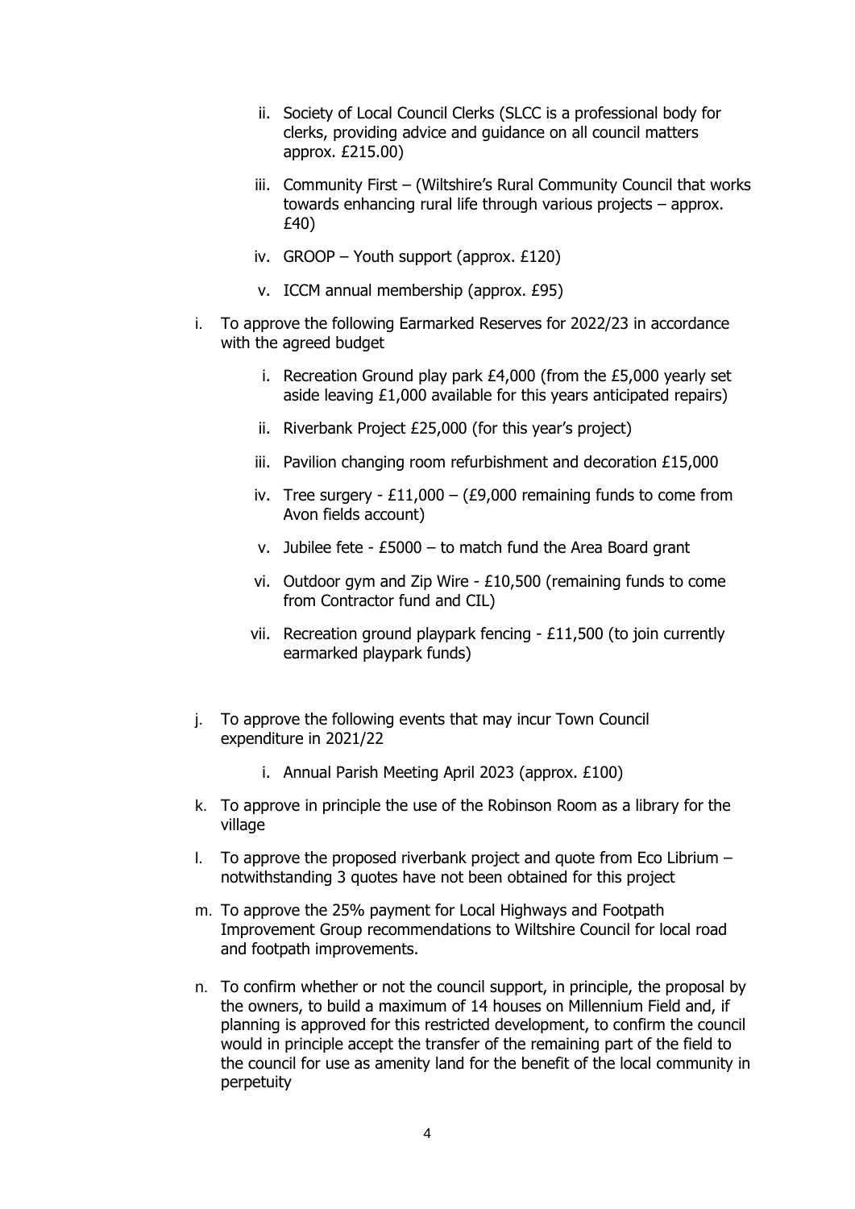ii. Society of Local Council Clerks (SLCC is a professional body for clerks, providing advice and guidance on all council matters approx. £215.00)

   iii. Community First – (Wiltshire's Rural Community Council that works towards enhancing rural life through various projects – approx. £40)

   iv. GROOP – Youth support (approx. £120)

   v. ICCM annual membership (approx. £95)

i. To approve the following Earmarked Reserves for 2022/23 in accordance with the agreed budget

   i. Recreation Ground play park £4,000 (from the £5,000 yearly set aside leaving £1,000 available for this years anticipated repairs)

   ii. Riverbank Project £25,000 (for this year's project)

   iii. Pavilion changing room refurbishment and decoration £15,000

   iv. Tree surgery - £11,000 – (£9,000 remaining funds to come from Avon fields account)

   v. Jubilee fete - £5000 – to match fund the Area Board grant

   vi. Outdoor gym and Zip Wire - £10,500 (remaining funds to come from Contractor fund and CIL)

   vii. Recreation ground playpark fencing - £11,500 (to join currently earmarked playpark funds)

j. To approve the following events that may incur Town Council expenditure in 2021/22

   i. Annual Parish Meeting April 2023 (approx. £100)

k. To approve in principle the use of the Robinson Room as a library for the village

l. To approve the proposed riverbank project and quote from Eco Librium – notwithstanding 3 quotes have not been obtained for this project

m. To approve the 25% payment for Local Highways and Footpath Improvement Group recommendations to Wiltshire Council for local road and footpath improvements.

n. To confirm whether or not the council support, in principle, the proposal by the owners, to build a maximum of 14 houses on Millennium Field and, if planning is approved for this restricted development, to confirm the council would in principle accept the transfer of the remaining part of the field to the council for use as amenity land for the benefit of the local community in perpetuity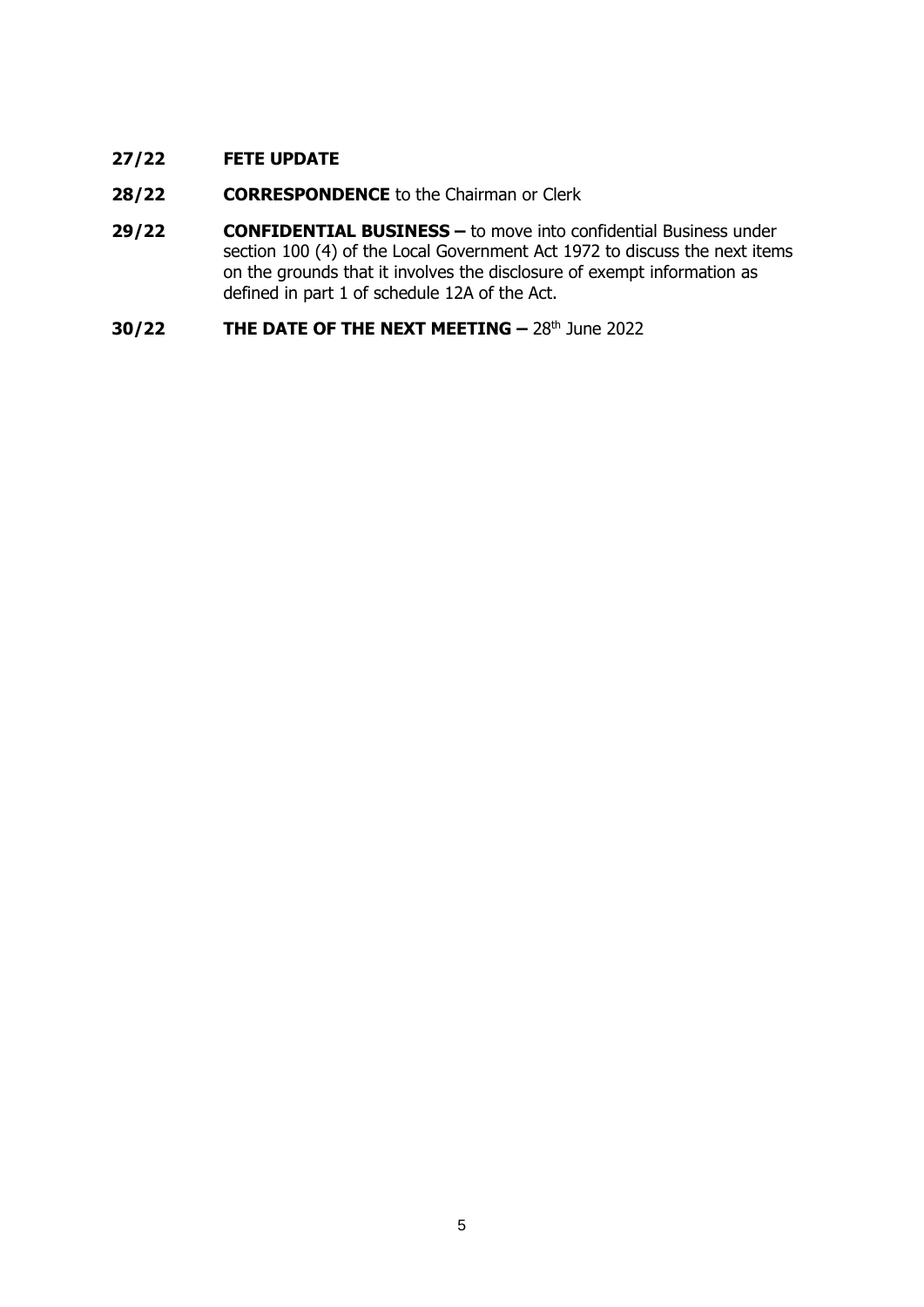**27/22 FETE UPDATE**

**28/22 CORRESPONDENCE** to the Chairman or Clerk

**29/22 CONFIDENTIAL BUSINESS –** to move into confidential Business under section 100 (4) of the Local Government Act 1972 to discuss the next items on the grounds that it involves the disclosure of exempt information as defined in part 1 of schedule 12A of the Act.

**30/22 THE DATE OF THE NEXT MEETING –** 28th June 2022